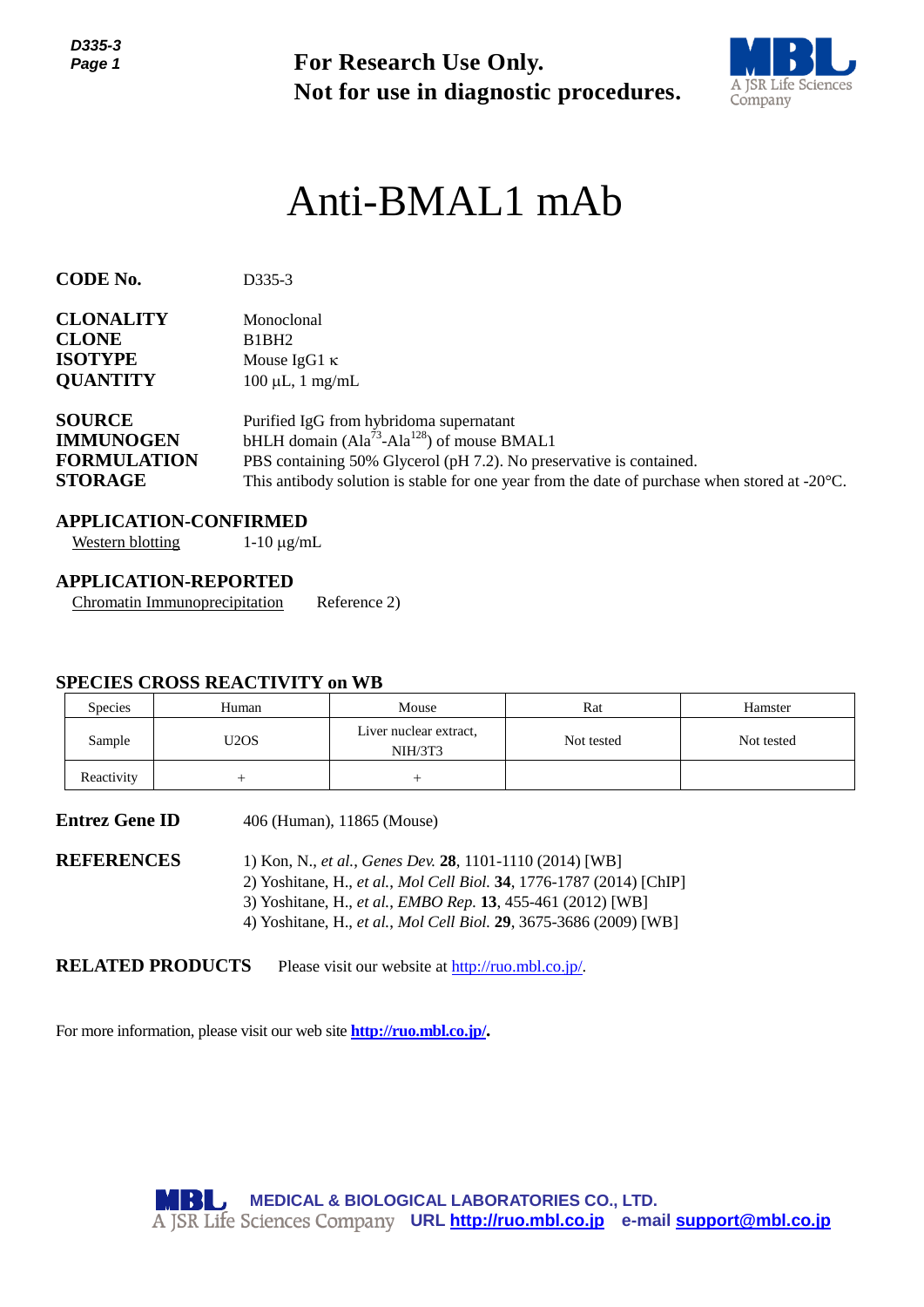**For Research Use Only.**
**Not for use in diagnostic procedures.**

# Anti-BMAL1 mAb

**CODE No.** D335-3

**CLONALITY** Monoclonal
**CLONE** B1BH2
**ISOTYPE** Mouse IgG1 κ
**QUANTITY** 100 µL, 1 mg/mL

**SOURCE** Purified IgG from hybridoma supernatant
**IMMUNOGEN** bHLH domain ($Ala^{73}$-$Ala^{128}$) of mouse BMAL1
**FORMULATION** PBS containing 50% Glycerol (pH 7.2). No preservative is contained.
**STORAGE** This antibody solution is stable for one year from the date of purchase when stored at -20°C.

## APPLICATION-CONFIRMED

Western blotting 1-10 µg/mL

## APPLICATION-REPORTED

Chromatin Immunoprecipitation Reference 2)

## SPECIES CROSS REACTIVITY on WB

| Species | Human | Mouse | Rat | Hamster |
|---|---|---|---|---|
| Sample | U2OS | Liver nuclear extract, NIH/3T3 | Not tested | Not tested |
| Reactivity | + | + | | |

**Entrez Gene ID** 406 (Human), 11865 (Mouse)

**REFERENCES**
1) Kon, N., *et al.*, *Genes Dev.* **28**, 1101-1110 (2014) [WB]
2) Yoshitane, H., *et al.*, *Mol Cell Biol.* **34**, 1776-1787 (2014) [ChIP]
3) Yoshitane, H., *et al.*, *EMBO Rep.* **13**, 455-461 (2012) [WB]
4) Yoshitane, H., *et al.*, *Mol Cell Biol.* **29**, 3675-3686 (2009) [WB]

**RELATED PRODUCTS** Please visit our website at http://ruo.mbl.co.jp/.

For more information, please visit our web site **http://ruo.mbl.co.jp/.**

**MEDICAL & BIOLOGICAL LABORATORIES CO., LTD.**
A JSR Life Sciences Company **URL http://ruo.mbl.co.jp e-mail support@mbl.co.jp**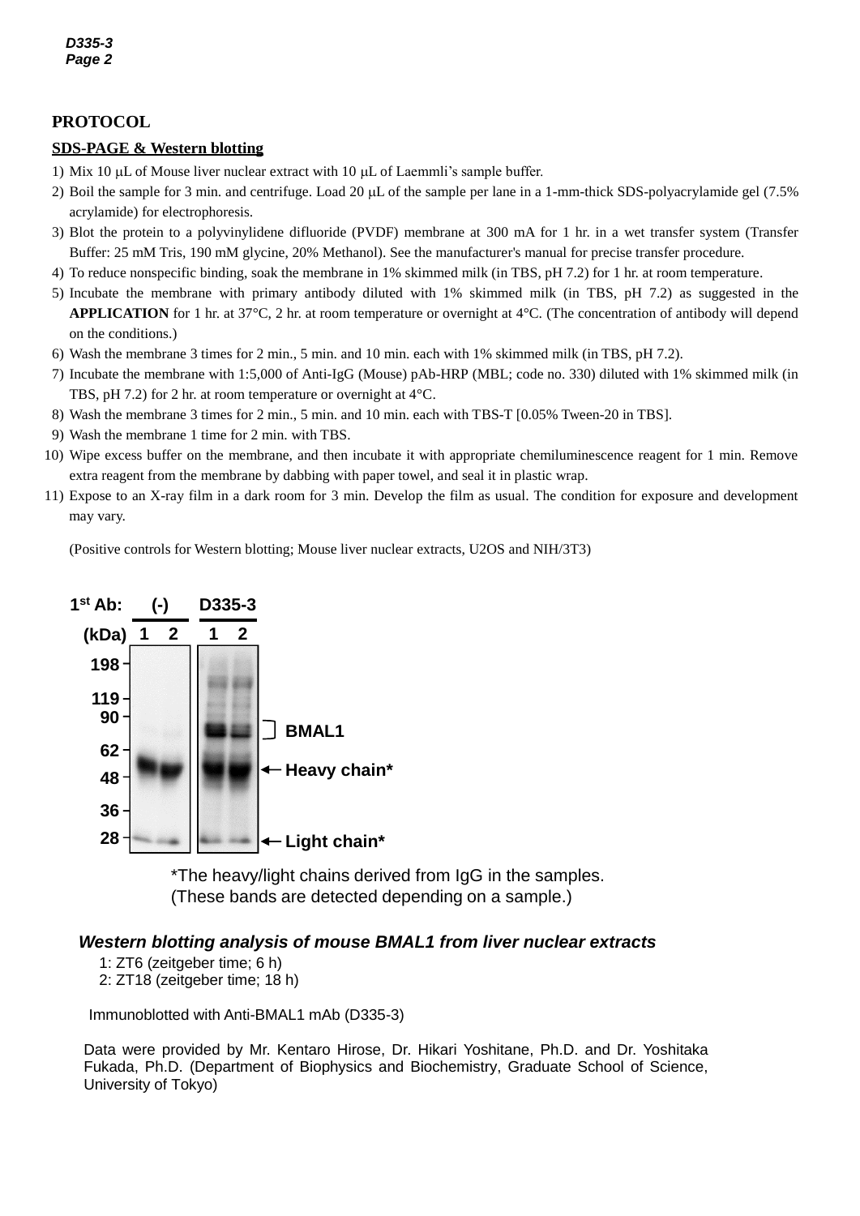## PROTOCOL

### SDS-PAGE & Western blotting

1) Mix 10 μL of Mouse liver nuclear extract with 10 μL of Laemmli's sample buffer.
2) Boil the sample for 3 min. and centrifuge. Load 20 μL of the sample per lane in a 1-mm-thick SDS-polyacrylamide gel (7.5% acrylamide) for electrophoresis.
3) Blot the protein to a polyvinylidene difluoride (PVDF) membrane at 300 mA for 1 hr. in a wet transfer system (Transfer Buffer: 25 mM Tris, 190 mM glycine, 20% Methanol). See the manufacturer's manual for precise transfer procedure.
4) To reduce nonspecific binding, soak the membrane in 1% skimmed milk (in TBS, pH 7.2) for 1 hr. at room temperature.
5) Incubate the membrane with primary antibody diluted with 1% skimmed milk (in TBS, pH 7.2) as suggested in the **APPLICATION** for 1 hr. at 37°C, 2 hr. at room temperature or overnight at 4°C. (The concentration of antibody will depend on the conditions.)
6) Wash the membrane 3 times for 2 min., 5 min. and 10 min. each with 1% skimmed milk (in TBS, pH 7.2).
7) Incubate the membrane with 1:5,000 of Anti-IgG (Mouse) pAb-HRP (MBL; code no. 330) diluted with 1% skimmed milk (in TBS, pH 7.2) for 2 hr. at room temperature or overnight at 4°C.
8) Wash the membrane 3 times for 2 min., 5 min. and 10 min. each with TBS-T [0.05% Tween-20 in TBS].
9) Wash the membrane 1 time for 2 min. with TBS.
10) Wipe excess buffer on the membrane, and then incubate it with appropriate chemiluminescence reagent for 1 min. Remove extra reagent from the membrane by dabbing with paper towel, and seal it in plastic wrap.
11) Expose to an X-ray film in a dark room for 3 min. Develop the film as usual. The condition for exposure and development may vary.

(Positive controls for Western blotting; Mouse liver nuclear extracts, U2OS and NIH/3T3)

1st Ab: (-) D335-3
(kDa) 1 2 1 2
198, 119, 90, 62, 48, 36, 28
BMAL1
Heavy chain*
Light chain*

*The heavy/light chains derived from IgG in the samples.
(These bands are detected depending on a sample.)

***Western blotting analysis of mouse BMAL1 from liver nuclear extracts***

1: ZT6 (zeitgeber time; 6 h)
2: ZT18 (zeitgeber time; 18 h)

Immunoblotted with Anti-BMAL1 mAb (D335-3)

Data were provided by Mr. Kentaro Hirose, Dr. Hikari Yoshitane, Ph.D. and Dr. Yoshitaka Fukada, Ph.D. (Department of Biophysics and Biochemistry, Graduate School of Science, University of Tokyo)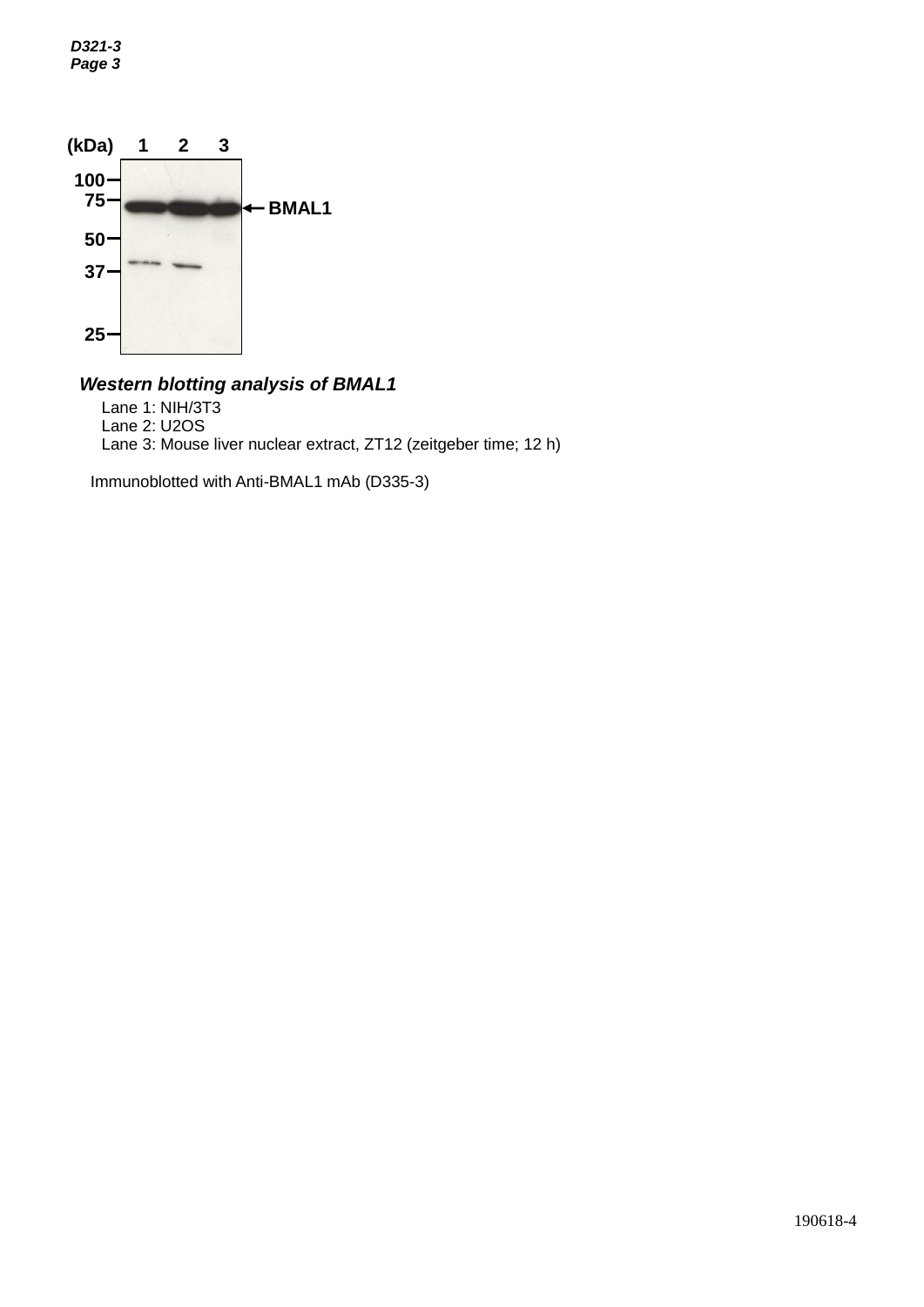(kDa) 1 2 3

100
75
50
37
25

BMAL1

***Western blotting analysis of BMAL1***

Lane 1: NIH/3T3
Lane 2: U2OS
Lane 3: Mouse liver nuclear extract, ZT12 (zeitgeber time; 12 h)

Immunoblotted with Anti-BMAL1 mAb (D335-3)